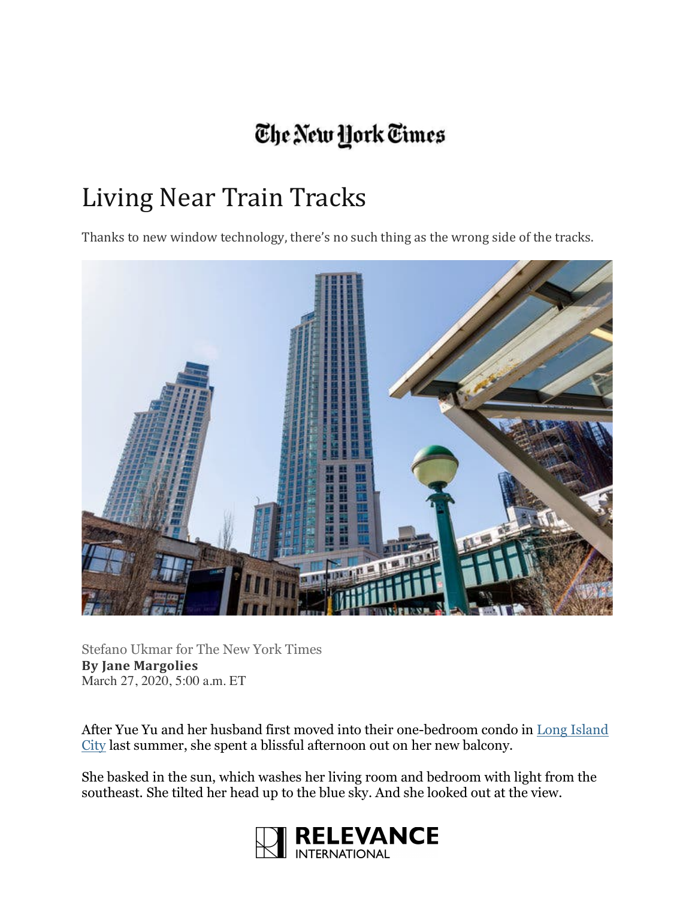The New York Times

# Living Near Train Tracks

Thanks to new window technology, there's no such thing as the wrong side of the tracks.

Stefano Ukmar for The New York Times
**By Jane Margolies**
March 27, 2020, 5:00 a.m. ET

After Yue Yu and her husband first moved into their one-bedroom condo in Long Island City last summer, she spent a blissful afternoon out on her new balcony.

She basked in the sun, which washes her living room and bedroom with light from the southeast. She tilted her head up to the blue sky. And she looked out at the view.

RELEVANCE INTERNATIONAL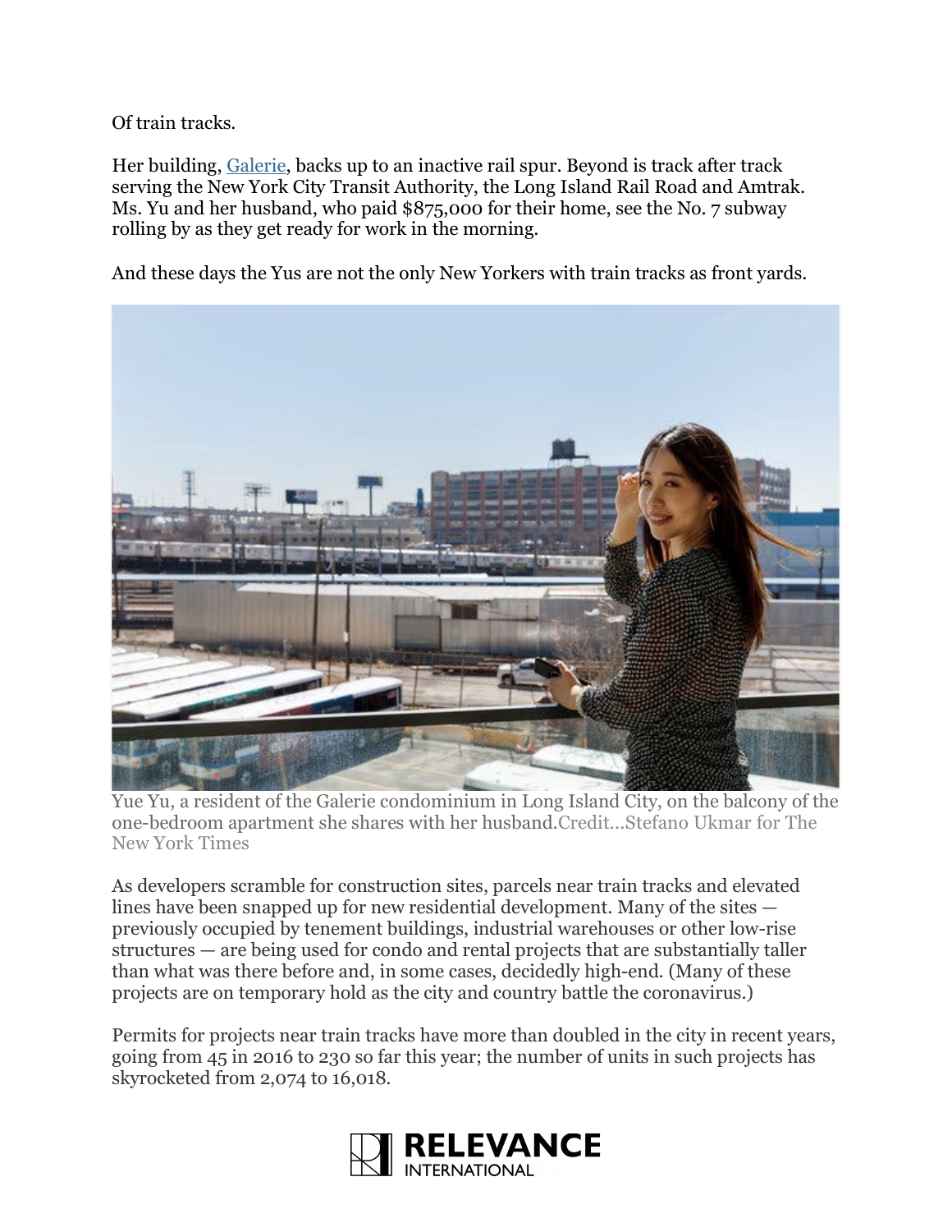Of train tracks.

Her building, [Galerie](), backs up to an inactive rail spur. Beyond is track after track serving the New York City Transit Authority, the Long Island Rail Road and Amtrak. Ms. Yu and her husband, who paid $875,000 for their home, see the No. 7 subway rolling by as they get ready for work in the morning.

And these days the Yus are not the only New Yorkers with train tracks as front yards.

Yue Yu, a resident of the Galerie condominium in Long Island City, on the balcony of the one-bedroom apartment she shares with her husband.Credit...Stefano Ukmar for The New York Times

As developers scramble for construction sites, parcels near train tracks and elevated lines have been snapped up for new residential development. Many of the sites — previously occupied by tenement buildings, industrial warehouses or other low-rise structures — are being used for condo and rental projects that are substantially taller than what was there before and, in some cases, decidedly high-end. (Many of these projects are on temporary hold as the city and country battle the coronavirus.)

Permits for projects near train tracks have more than doubled in the city in recent years, going from 45 in 2016 to 230 so far this year; the number of units in such projects has skyrocketed from 2,074 to 16,018.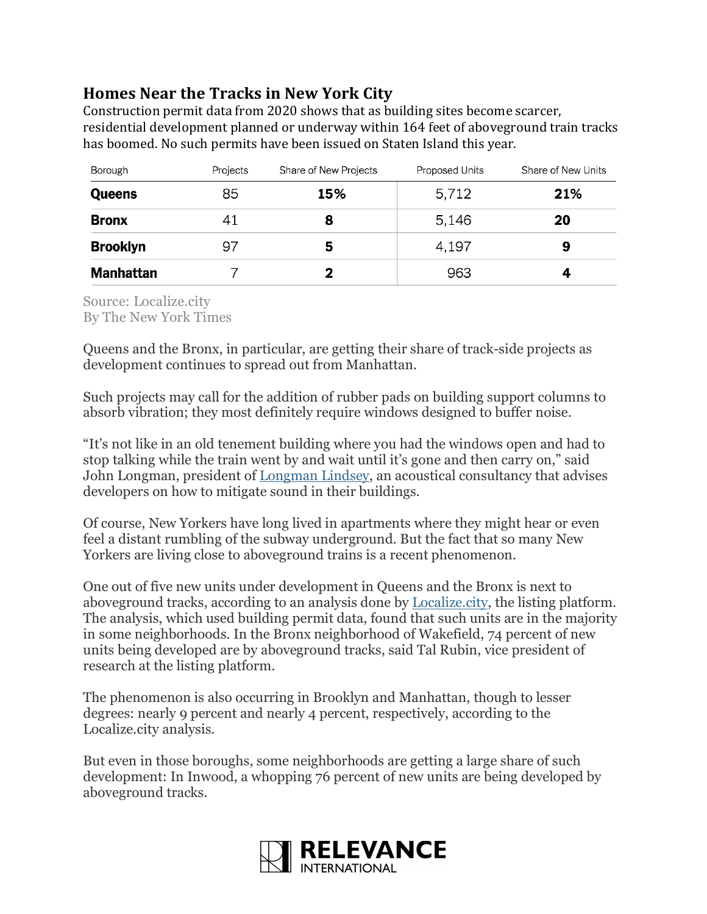### Homes Near the Tracks in New York City

Construction permit data from 2020 shows that as building sites become scarcer, residential development planned or underway within 164 feet of aboveground train tracks has boomed. No such permits have been issued on Staten Island this year.

| Borough | Projects | Share of New Projects | Proposed Units | Share of New Units |
|---|---|---|---|---|
| **Queens** | 85 | **15%** | 5,712 | **21%** |
| **Bronx** | 41 | **8** | 5,146 | **20** |
| **Brooklyn** | 97 | **5** | 4,197 | **9** |
| **Manhattan** | 7 | **2** | 963 | **4** |

Source: Localize.city
By The New York Times

Queens and the Bronx, in particular, are getting their share of track-side projects as development continues to spread out from Manhattan.

Such projects may call for the addition of rubber pads on building support columns to absorb vibration; they most definitely require windows designed to buffer noise.

"It's not like in an old tenement building where you had the windows open and had to stop talking while the train went by and wait until it's gone and then carry on," said John Longman, president of Longman Lindsey, an acoustical consultancy that advises developers on how to mitigate sound in their buildings.

Of course, New Yorkers have long lived in apartments where they might hear or even feel a distant rumbling of the subway underground. But the fact that so many New Yorkers are living close to aboveground trains is a recent phenomenon.

One out of five new units under development in Queens and the Bronx is next to aboveground tracks, according to an analysis done by Localize.city, the listing platform. The analysis, which used building permit data, found that such units are in the majority in some neighborhoods. In the Bronx neighborhood of Wakefield, 74 percent of new units being developed are by aboveground tracks, said Tal Rubin, vice president of research at the listing platform.

The phenomenon is also occurring in Brooklyn and Manhattan, though to lesser degrees: nearly 9 percent and nearly 4 percent, respectively, according to the Localize.city analysis.

But even in those boroughs, some neighborhoods are getting a large share of such development: In Inwood, a whopping 76 percent of new units are being developed by aboveground tracks.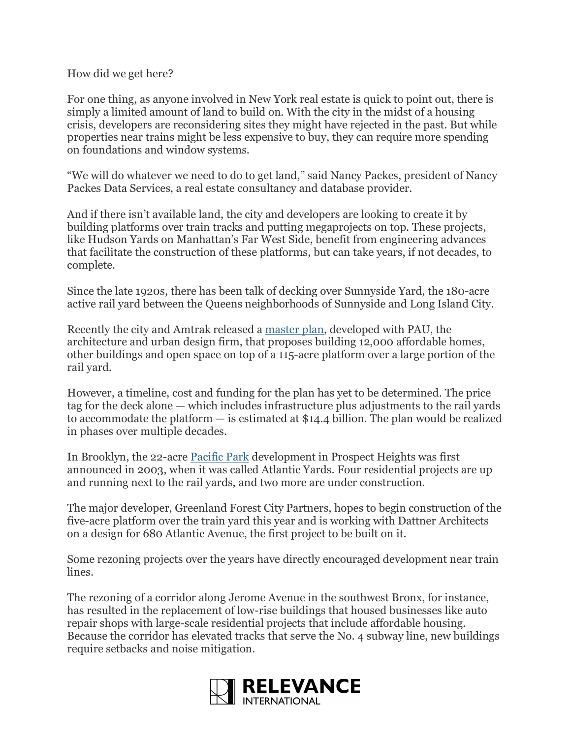How did we get here?

For one thing, as anyone involved in New York real estate is quick to point out, there is simply a limited amount of land to build on. With the city in the midst of a housing crisis, developers are reconsidering sites they might have rejected in the past. But while properties near trains might be less expensive to buy, they can require more spending on foundations and window systems.

"We will do whatever we need to do to get land," said Nancy Packes, president of Nancy Packes Data Services, a real estate consultancy and database provider.

And if there isn't available land, the city and developers are looking to create it by building platforms over train tracks and putting megaprojects on top. These projects, like Hudson Yards on Manhattan's Far West Side, benefit from engineering advances that facilitate the construction of these platforms, but can take years, if not decades, to complete.

Since the late 1920s, there has been talk of decking over Sunnyside Yard, the 180-acre active rail yard between the Queens neighborhoods of Sunnyside and Long Island City.

Recently the city and Amtrak released a master plan, developed with PAU, the architecture and urban design firm, that proposes building 12,000 affordable homes, other buildings and open space on top of a 115-acre platform over a large portion of the rail yard.

However, a timeline, cost and funding for the plan has yet to be determined. The price tag for the deck alone — which includes infrastructure plus adjustments to the rail yards to accommodate the platform — is estimated at $14.4 billion. The plan would be realized in phases over multiple decades.

In Brooklyn, the 22-acre Pacific Park development in Prospect Heights was first announced in 2003, when it was called Atlantic Yards. Four residential projects are up and running next to the rail yards, and two more are under construction.

The major developer, Greenland Forest City Partners, hopes to begin construction of the five-acre platform over the train yard this year and is working with Dattner Architects on a design for 680 Atlantic Avenue, the first project to be built on it.

Some rezoning projects over the years have directly encouraged development near train lines.

The rezoning of a corridor along Jerome Avenue in the southwest Bronx, for instance, has resulted in the replacement of low-rise buildings that housed businesses like auto repair shops with large-scale residential projects that include affordable housing. Because the corridor has elevated tracks that serve the No. 4 subway line, new buildings require setbacks and noise mitigation.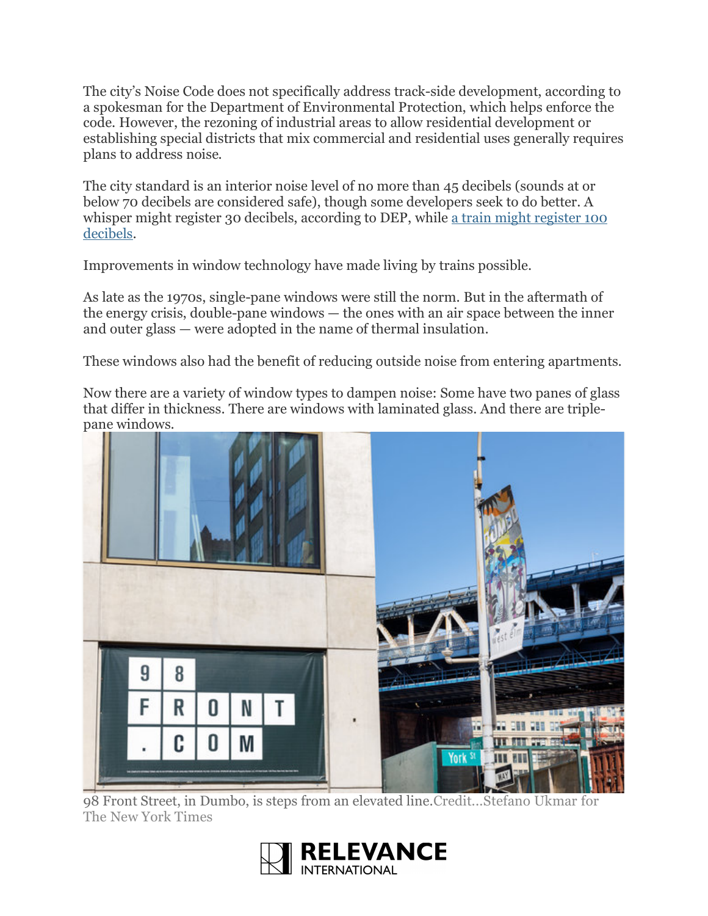The city's Noise Code does not specifically address track-side development, according to a spokesman for the Department of Environmental Protection, which helps enforce the code. However, the rezoning of industrial areas to allow residential development or establishing special districts that mix commercial and residential uses generally requires plans to address noise.

The city standard is an interior noise level of no more than 45 decibels (sounds at or below 70 decibels are considered safe), though some developers seek to do better. A whisper might register 30 decibels, according to DEP, while [a train might register 100 decibels](#).

Improvements in window technology have made living by trains possible.

As late as the 1970s, single-pane windows were still the norm. But in the aftermath of the energy crisis, double-pane windows — the ones with an air space between the inner and outer glass — were adopted in the name of thermal insulation.

These windows also had the benefit of reducing outside noise from entering apartments.

Now there are a variety of window types to dampen noise: Some have two panes of glass that differ in thickness. There are windows with laminated glass. And there are triple-pane windows.

98 Front Street, in Dumbo, is steps from an elevated line.Credit...Stefano Ukmar for The New York Times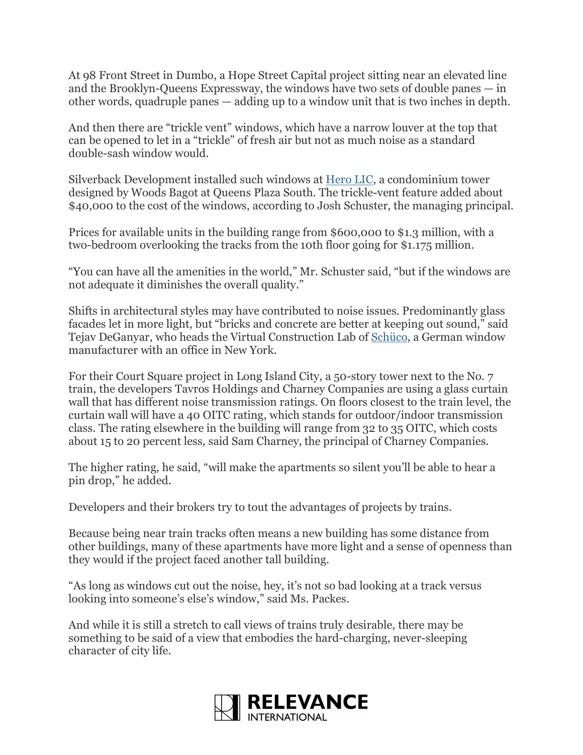At 98 Front Street in Dumbo, a Hope Street Capital project sitting near an elevated line and the Brooklyn-Queens Expressway, the windows have two sets of double panes — in other words, quadruple panes — adding up to a window unit that is two inches in depth.

And then there are "trickle vent" windows, which have a narrow louver at the top that can be opened to let in a "trickle" of fresh air but not as much noise as a standard double-sash window would.

Silverback Development installed such windows at [Hero LIC](), a condominium tower designed by Woods Bagot at Queens Plaza South. The trickle-vent feature added about $40,000 to the cost of the windows, according to Josh Schuster, the managing principal.

Prices for available units in the building range from $600,000 to $1.3 million, with a two-bedroom overlooking the tracks from the 10th floor going for $1.175 million.

"You can have all the amenities in the world," Mr. Schuster said, "but if the windows are not adequate it diminishes the overall quality."

Shifts in architectural styles may have contributed to noise issues. Predominantly glass facades let in more light, but "bricks and concrete are better at keeping out sound," said Tejav DeGanyar, who heads the Virtual Construction Lab of [Schüco](), a German window manufacturer with an office in New York.

For their Court Square project in Long Island City, a 50-story tower next to the No. 7 train, the developers Tavros Holdings and Charney Companies are using a glass curtain wall that has different noise transmission ratings. On floors closest to the train level, the curtain wall will have a 40 OITC rating, which stands for outdoor/indoor transmission class. The rating elsewhere in the building will range from 32 to 35 OITC, which costs about 15 to 20 percent less, said Sam Charney, the principal of Charney Companies.

The higher rating, he said, "will make the apartments so silent you'll be able to hear a pin drop," he added.

Developers and their brokers try to tout the advantages of projects by trains.

Because being near train tracks often means a new building has some distance from other buildings, many of these apartments have more light and a sense of openness than they would if the project faced another tall building.

"As long as windows cut out the noise, hey, it's not so bad looking at a track versus looking into someone's else's window," said Ms. Packes.

And while it is still a stretch to call views of trains truly desirable, there may be something to be said of a view that embodies the hard-charging, never-sleeping character of city life.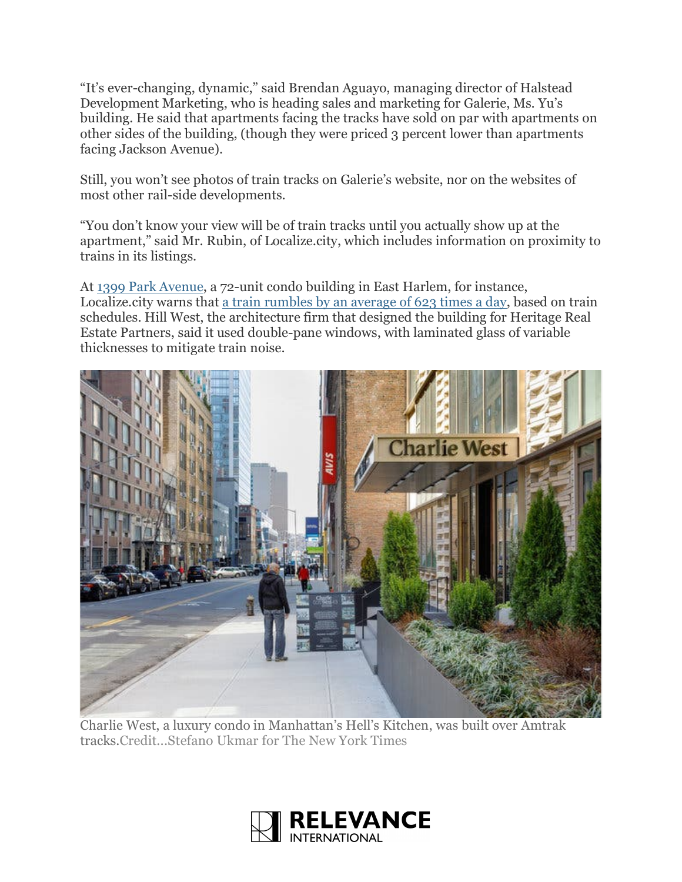"It's ever-changing, dynamic," said Brendan Aguayo, managing director of Halstead Development Marketing, who is heading sales and marketing for Galerie, Ms. Yu's building. He said that apartments facing the tracks have sold on par with apartments on other sides of the building, (though they were priced 3 percent lower than apartments facing Jackson Avenue).

Still, you won't see photos of train tracks on Galerie's website, nor on the websites of most other rail-side developments.

"You don't know your view will be of train tracks until you actually show up at the apartment," said Mr. Rubin, of Localize.city, which includes information on proximity to trains in its listings.

At [1399 Park Avenue](), a 72-unit condo building in East Harlem, for instance, Localize.city warns that [a train rumbles by an average of 623 times a day](), based on train schedules. Hill West, the architecture firm that designed the building for Heritage Real Estate Partners, said it used double-pane windows, with laminated glass of variable thicknesses to mitigate train noise.

Charlie West, a luxury condo in Manhattan's Hell's Kitchen, was built over Amtrak tracks. Credit...Stefano Ukmar for The New York Times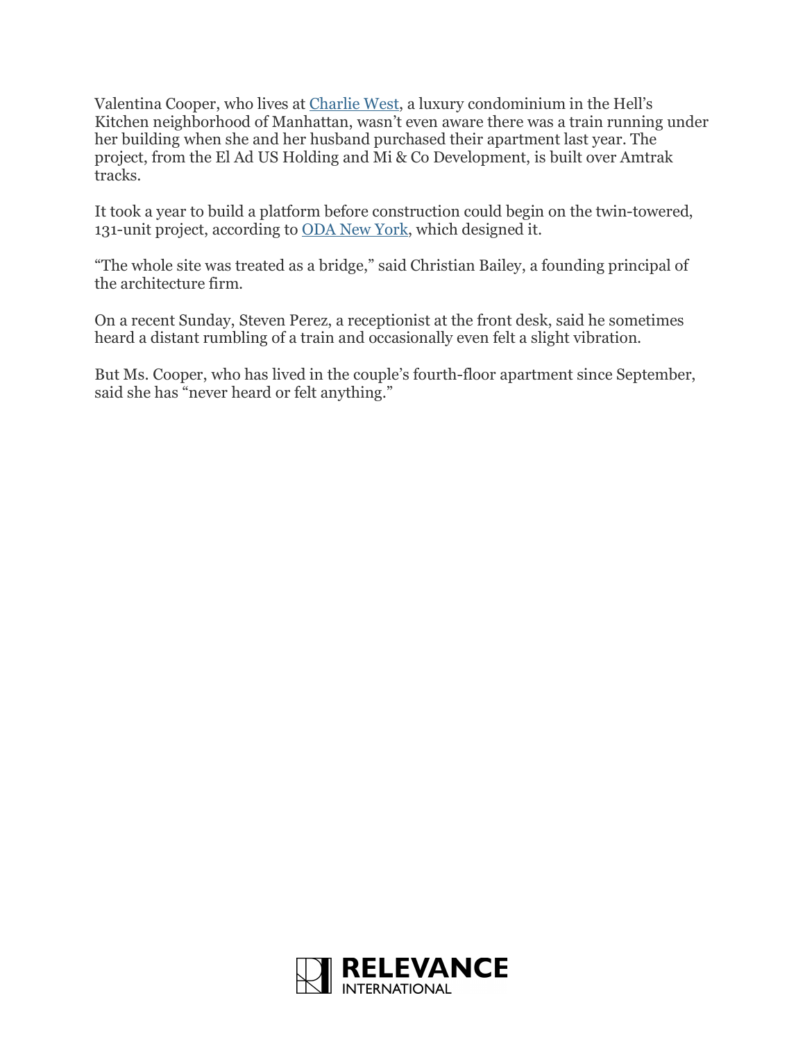Valentina Cooper, who lives at [Charlie West](), a luxury condominium in the Hell's Kitchen neighborhood of Manhattan, wasn't even aware there was a train running under her building when she and her husband purchased their apartment last year. The project, from the El Ad US Holding and Mi & Co Development, is built over Amtrak tracks.

It took a year to build a platform before construction could begin on the twin-towered, 131-unit project, according to [ODA New York](), which designed it.

"The whole site was treated as a bridge," said Christian Bailey, a founding principal of the architecture firm.

On a recent Sunday, Steven Perez, a receptionist at the front desk, said he sometimes heard a distant rumbling of a train and occasionally even felt a slight vibration.

But Ms. Cooper, who has lived in the couple's fourth-floor apartment since September, said she has "never heard or felt anything."